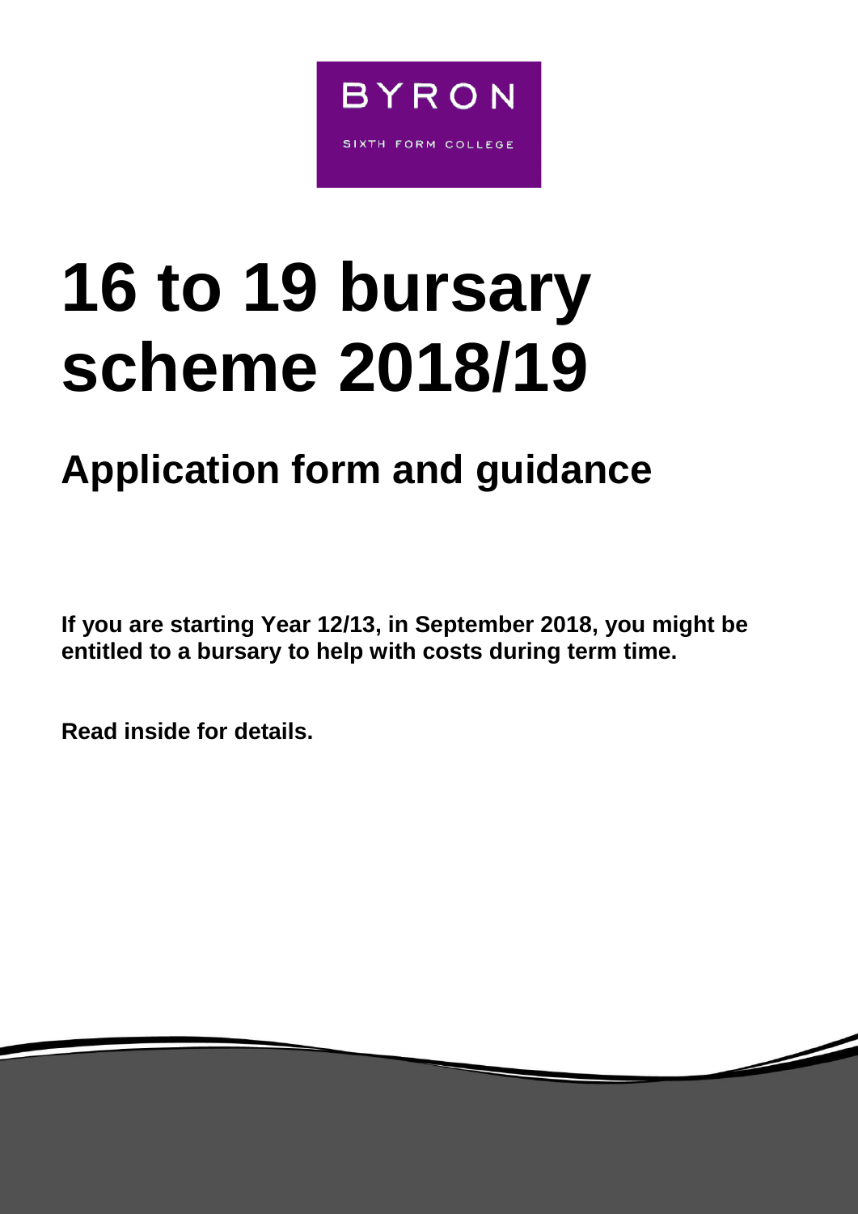BYRON

SIXTH FORM COLLEGE

# 16 to 19 bursary scheme 2018/19

## Application form and guidance

**If you are starting Year 12/13, in September 2018, you might be entitled to a bursary to help with costs during term time.**

**Read inside for details.**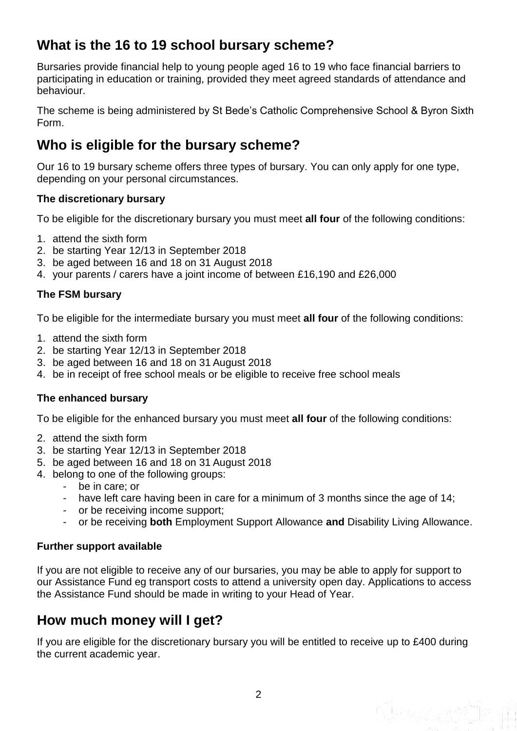## What is the 16 to 19 school bursary scheme?

Bursaries provide financial help to young people aged 16 to 19 who face financial barriers to participating in education or training, provided they meet agreed standards of attendance and behaviour.

The scheme is being administered by St Bede's Catholic Comprehensive School & Byron Sixth Form.

## Who is eligible for the bursary scheme?

Our 16 to 19 bursary scheme offers three types of bursary. You can only apply for one type, depending on your personal circumstances.

### The discretionary bursary

To be eligible for the discretionary bursary you must meet **all four** of the following conditions:

1. attend the sixth form
2. be starting Year 12/13 in September 2018
3. be aged between 16 and 18 on 31 August 2018
4. your parents / carers have a joint income of between £16,190 and £26,000

### The FSM bursary

To be eligible for the intermediate bursary you must meet **all four** of the following conditions:

1. attend the sixth form
2. be starting Year 12/13 in September 2018
3. be aged between 16 and 18 on 31 August 2018
4. be in receipt of free school meals or be eligible to receive free school meals

### The enhanced bursary

To be eligible for the enhanced bursary you must meet **all four** of the following conditions:

2. attend the sixth form
3. be starting Year 12/13 in September 2018
5. be aged between 16 and 18 on 31 August 2018
4. belong to one of the following groups:
   - be in care; or
   - have left care having been in care for a minimum of 3 months since the age of 14;
   - or be receiving income support;
   - or be receiving **both** Employment Support Allowance **and** Disability Living Allowance.

### Further support available

If you are not eligible to receive any of our bursaries, you may be able to apply for support to our Assistance Fund eg transport costs to attend a university open day. Applications to access the Assistance Fund should be made in writing to your Head of Year.

## How much money will I get?

If you are eligible for the discretionary bursary you will be entitled to receive up to £400 during the current academic year.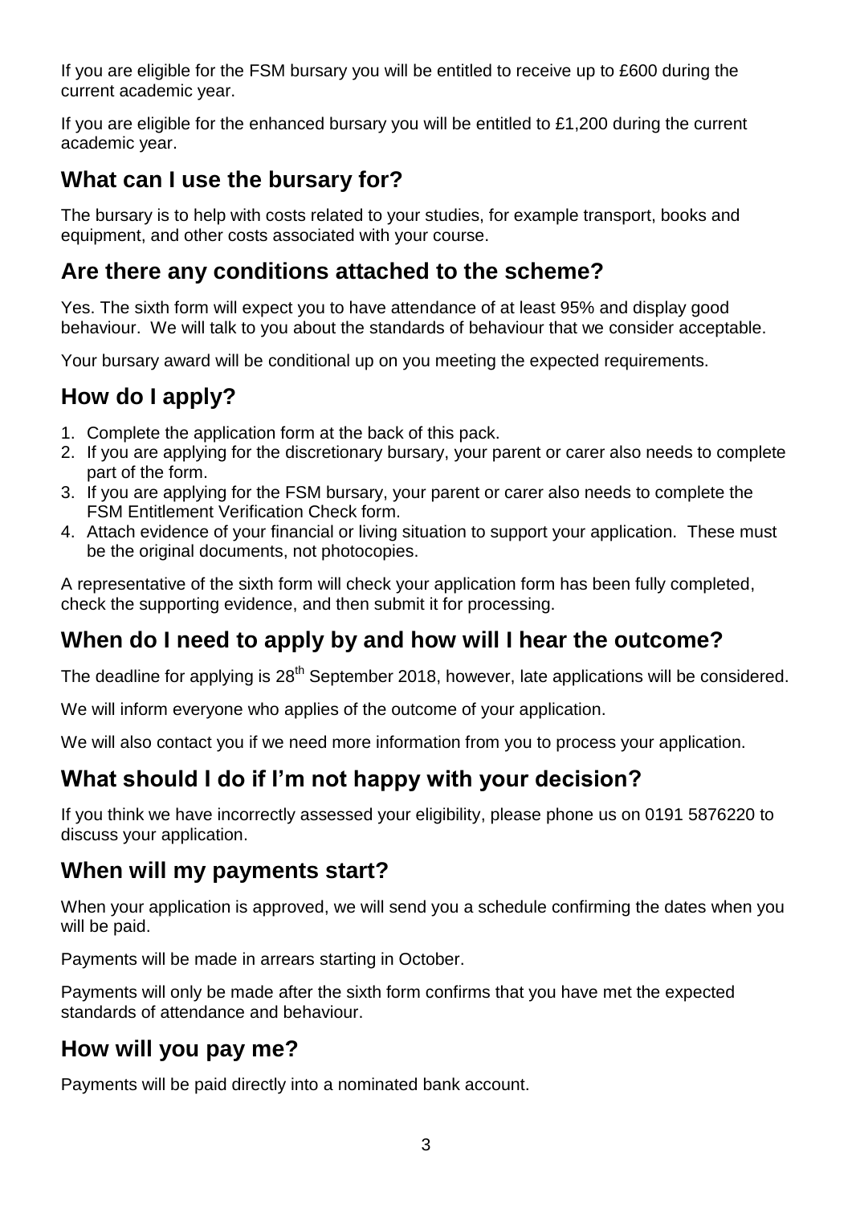If you are eligible for the FSM bursary you will be entitled to receive up to £600 during the current academic year.

If you are eligible for the enhanced bursary you will be entitled to £1,200 during the current academic year.

## What can I use the bursary for?

The bursary is to help with costs related to your studies, for example transport, books and equipment, and other costs associated with your course.

## Are there any conditions attached to the scheme?

Yes. The sixth form will expect you to have attendance of at least 95% and display good behaviour. We will talk to you about the standards of behaviour that we consider acceptable.

Your bursary award will be conditional up on you meeting the expected requirements.

## How do I apply?

1. Complete the application form at the back of this pack.
2. If you are applying for the discretionary bursary, your parent or carer also needs to complete part of the form.
3. If you are applying for the FSM bursary, your parent or carer also needs to complete the FSM Entitlement Verification Check form.
4. Attach evidence of your financial or living situation to support your application. These must be the original documents, not photocopies.

A representative of the sixth form will check your application form has been fully completed, check the supporting evidence, and then submit it for processing.

## When do I need to apply by and how will I hear the outcome?

The deadline for applying is 28th September 2018, however, late applications will be considered.

We will inform everyone who applies of the outcome of your application.

We will also contact you if we need more information from you to process your application.

## What should I do if I'm not happy with your decision?

If you think we have incorrectly assessed your eligibility, please phone us on 0191 5876220 to discuss your application.

## When will my payments start?

When your application is approved, we will send you a schedule confirming the dates when you will be paid.

Payments will be made in arrears starting in October.

Payments will only be made after the sixth form confirms that you have met the expected standards of attendance and behaviour.

## How will you pay me?

Payments will be paid directly into a nominated bank account.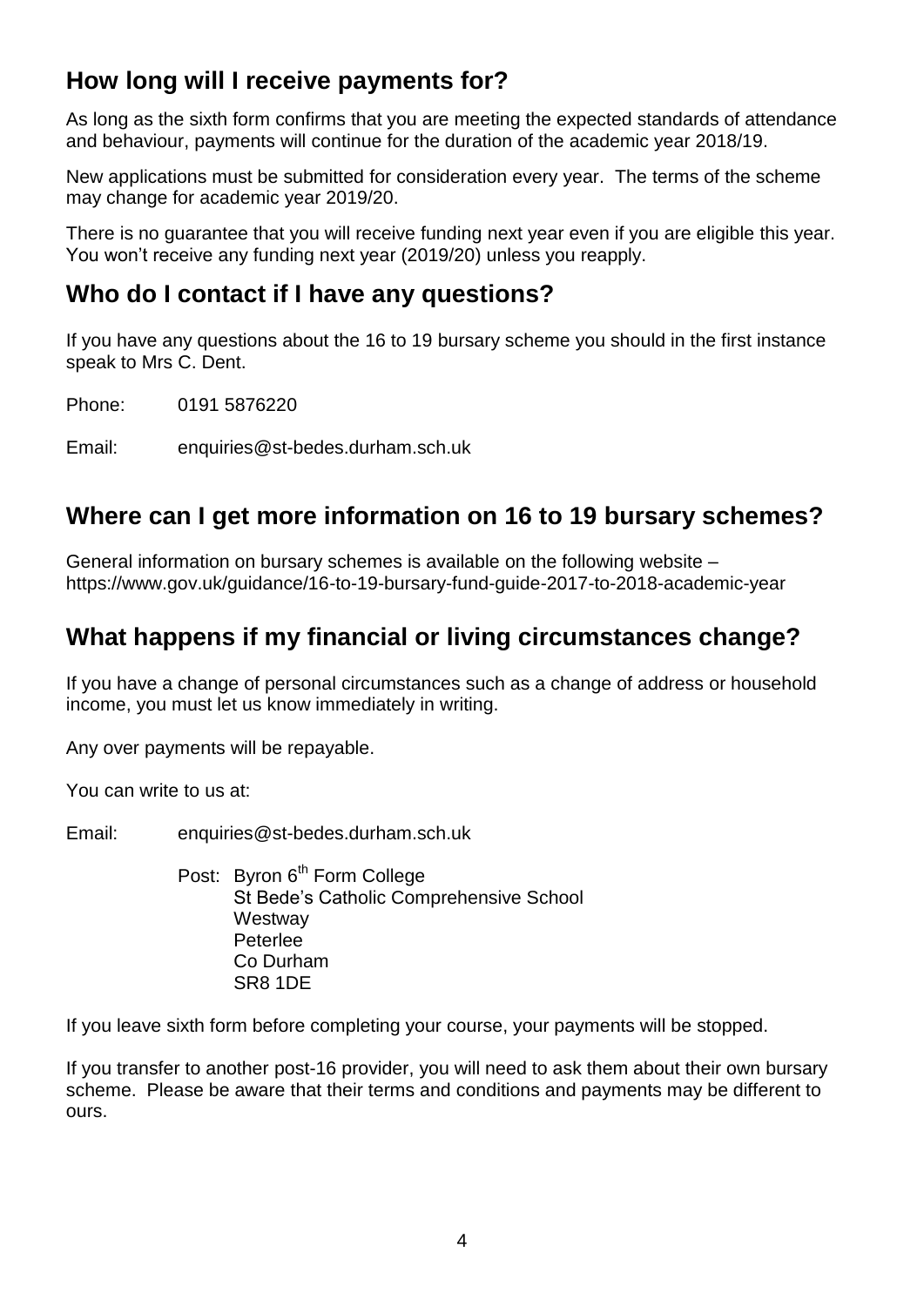## How long will I receive payments for?

As long as the sixth form confirms that you are meeting the expected standards of attendance and behaviour, payments will continue for the duration of the academic year 2018/19.

New applications must be submitted for consideration every year. The terms of the scheme may change for academic year 2019/20.

There is no guarantee that you will receive funding next year even if you are eligible this year. You won't receive any funding next year (2019/20) unless you reapply.

## Who do I contact if I have any questions?

If you have any questions about the 16 to 19 bursary scheme you should in the first instance speak to Mrs C. Dent.

Phone: 0191 5876220

Email: enquiries@st-bedes.durham.sch.uk

## Where can I get more information on 16 to 19 bursary schemes?

General information on bursary schemes is available on the following website – https://www.gov.uk/guidance/16-to-19-bursary-fund-guide-2017-to-2018-academic-year

## What happens if my financial or living circumstances change?

If you have a change of personal circumstances such as a change of address or household income, you must let us know immediately in writing.

Any over payments will be repayable.

You can write to us at:

Email: enquiries@st-bedes.durham.sch.uk

Post: Byron 6th Form College
St Bede's Catholic Comprehensive School
Westway
Peterlee
Co Durham
SR8 1DE

If you leave sixth form before completing your course, your payments will be stopped.

If you transfer to another post-16 provider, you will need to ask them about their own bursary scheme. Please be aware that their terms and conditions and payments may be different to ours.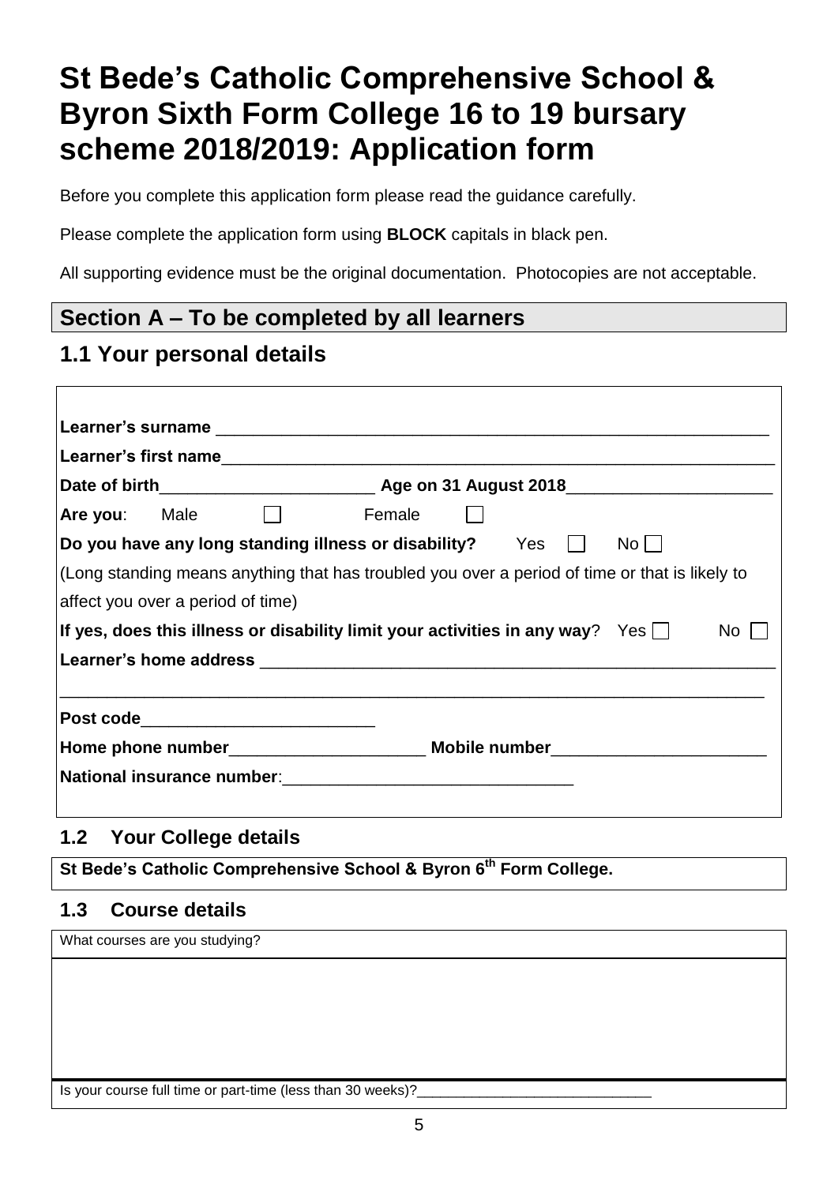# St Bede's Catholic Comprehensive School & Byron Sixth Form College 16 to 19 bursary scheme 2018/2019: Application form

Before you complete this application form please read the guidance carefully.

Please complete the application form using **BLOCK** capitals in black pen.

All supporting evidence must be the original documentation. Photocopies are not acceptable.

## Section A – To be completed by all learners

## 1.1 Your personal details

**Learner's surname** ____________________________________________________________

**Learner's first name**____________________________________________________________

**Date of birth**______________________ **Age on 31 August 2018**_____________________

**Are you**: Male ☐ Female ☐

**Do you have any long standing illness or disability?** Yes ☐ No ☐

(Long standing means anything that has troubled you over a period of time or that is likely to affect you over a period of time)

**If yes, does this illness or disability limit your activities in any way**? Yes ☐ No ☐

**Learner's home address** ______________________________________________________

___________________________________________________________________________

**Post code**_________________________

**Home phone number**_____________________ **Mobile number**______________________

**National insurance number**:_______________________________

### 1.2 Your College details

**St Bede's Catholic Comprehensive School & Byron 6th Form College.**

### 1.3 Course details

What courses are you studying?

Is your course full time or part-time (less than 30 weeks)?_____________________________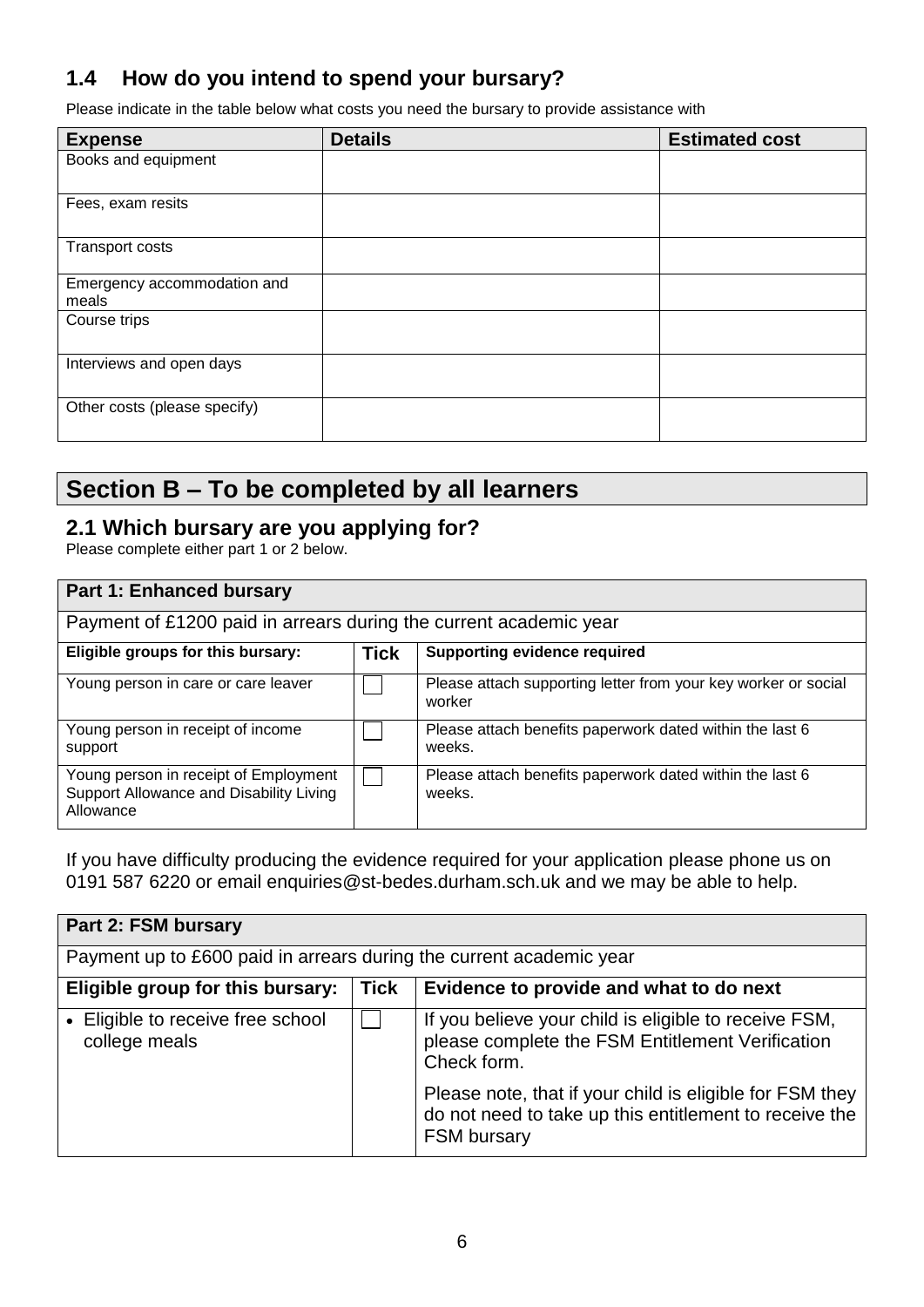## 1.4 How do you intend to spend your bursary?

Please indicate in the table below what costs you need the bursary to provide assistance with

| Expense | Details | Estimated cost |
|---|---|---|
| Books and equipment | | |
| Fees, exam resits | | |
| Transport costs | | |
| Emergency accommodation and meals | | |
| Course trips | | |
| Interviews and open days | | |
| Other costs (please specify) | | |

# Section B – To be completed by all learners

## 2.1 Which bursary are you applying for?

Please complete either part 1 or 2 below.

| Part 1: Enhanced bursary | | |
|---|---|---|
| Payment of £1200 paid in arrears during the current academic year | | |
| **Eligible groups for this bursary:** | **Tick** | **Supporting evidence required** |
| Young person in care or care leaver | ☐ | Please attach supporting letter from your key worker or social worker |
| Young person in receipt of income support | ☐ | Please attach benefits paperwork dated within the last 6 weeks. |
| Young person in receipt of Employment Support Allowance and Disability Living Allowance | ☐ | Please attach benefits paperwork dated within the last 6 weeks. |

If you have difficulty producing the evidence required for your application please phone us on 0191 587 6220 or email enquiries@st-bedes.durham.sch.uk and we may be able to help.

| Part 2: FSM bursary | | |
|---|---|---|
| Payment up to £600 paid in arrears during the current academic year | | |
| **Eligible group for this bursary:** | **Tick** | **Evidence to provide and what to do next** |
| • Eligible to receive free school college meals | ☐ | If you believe your child is eligible to receive FSM, please complete the FSM Entitlement Verification Check form.<br><br>Please note, that if your child is eligible for FSM they do not need to take up this entitlement to receive the FSM bursary |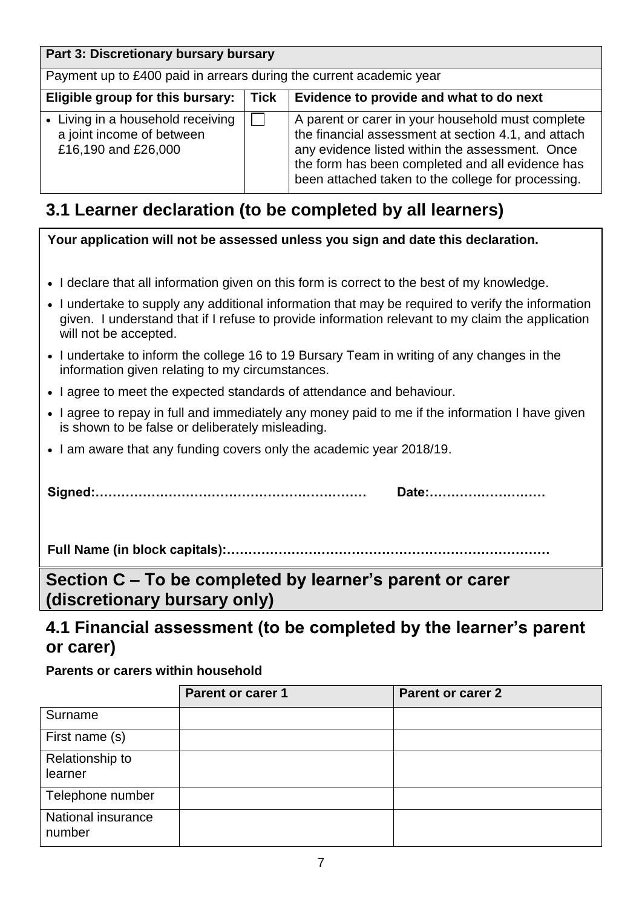| Part 3: Discretionary bursary bursary | | |
|---|---|---|
| Payment up to £400 paid in arrears during the current academic year | | |
| **Eligible group for this bursary:** | **Tick** | **Evidence to provide and what to do next** |
| • Living in a household receiving a joint income of between £16,190 and £26,000 | ☐ | A parent or carer in your household must complete the financial assessment at section 4.1, and attach any evidence listed within the assessment. Once the form has been completed and all evidence has been attached taken to the college for processing. |

## 3.1 Learner declaration (to be completed by all learners)

**Your application will not be assessed unless you sign and date this declaration.**

- I declare that all information given on this form is correct to the best of my knowledge.
- I undertake to supply any additional information that may be required to verify the information given. I understand that if I refuse to provide information relevant to my claim the application will not be accepted.
- I undertake to inform the college 16 to 19 Bursary Team in writing of any changes in the information given relating to my circumstances.
- I agree to meet the expected standards of attendance and behaviour.
- I agree to repay in full and immediately any money paid to me if the information I have given is shown to be false or deliberately misleading.
- I am aware that any funding covers only the academic year 2018/19.

**Signed:………………………………………………………** **Date:………………………**

**Full Name (in block capitals):…………………………………………………………………**

# Section C – To be completed by learner's parent or carer (discretionary bursary only)

## 4.1 Financial assessment (to be completed by the learner's parent or carer)

**Parents or carers within household**

| | Parent or carer 1 | Parent or carer 2 |
|---|---|---|
| Surname | | |
| First name (s) | | |
| Relationship to learner | | |
| Telephone number | | |
| National insurance number | | |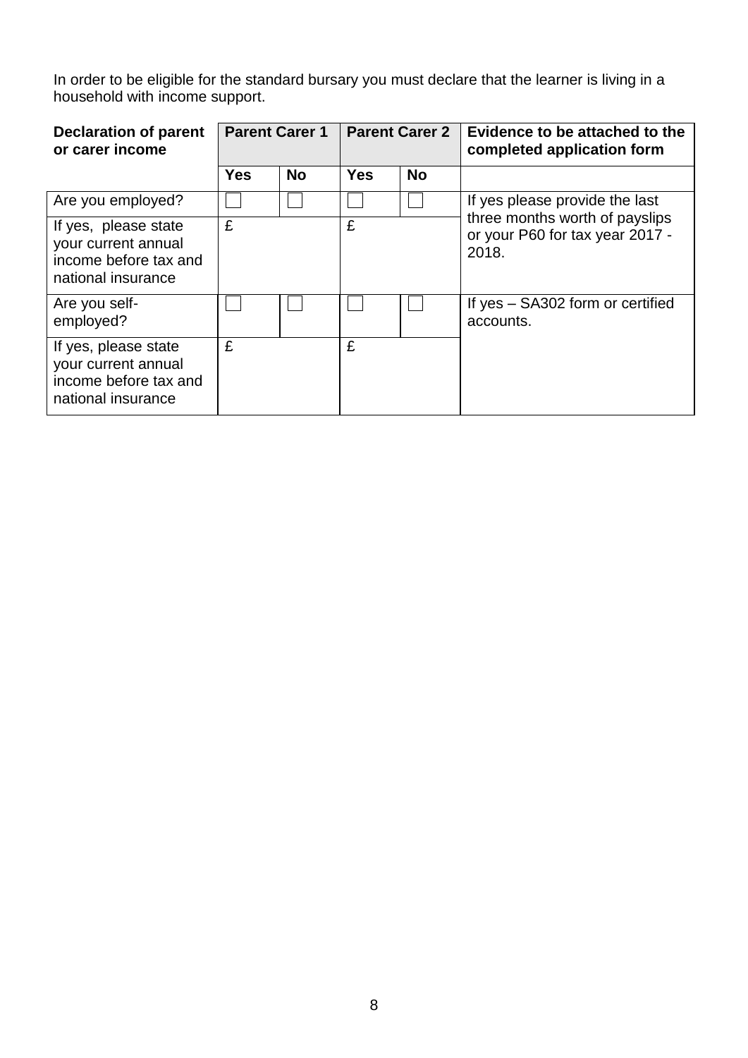In order to be eligible for the standard bursary you must declare that the learner is living in a household with income support.

| Declaration of parent or carer income | Parent Carer 1 | | Parent Carer 2 | | Evidence to be attached to the completed application form |
|---|---|---|---|---|---|
| | **Yes** | **No** | **Yes** | **No** | |
| Are you employed? | ☐ | ☐ | ☐ | ☐ | If yes please provide the last three months worth of payslips or your P60 for tax year 2017 - 2018. |
| If yes, please state your current annual income before tax and national insurance | £ | | £ | | |
| Are you self-employed? | ☐ | ☐ | ☐ | ☐ | If yes – SA302 form or certified accounts. |
| If yes, please state your current annual income before tax and national insurance | £ | | £ | | |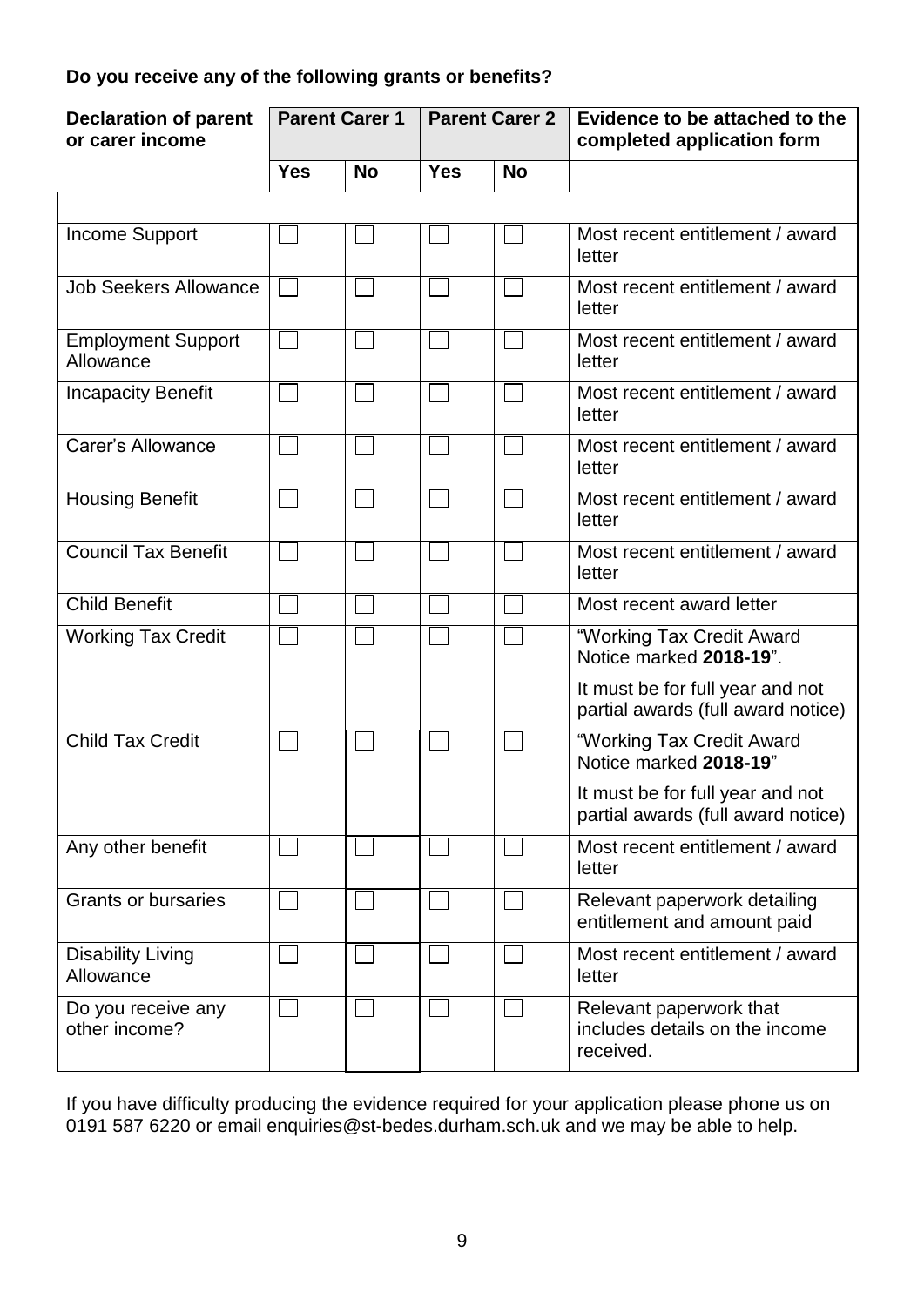**Do you receive any of the following grants or benefits?**

| Declaration of parent or carer income | Parent Carer 1 | | Parent Carer 2 | | Evidence to be attached to the completed application form |
|---|---|---|---|---|---|
| | Yes | No | Yes | No | |
| | | | | | |
| Income Support | ☐ | ☐ | ☐ | ☐ | Most recent entitlement / award letter |
| Job Seekers Allowance | ☐ | ☐ | ☐ | ☐ | Most recent entitlement / award letter |
| Employment Support Allowance | ☐ | ☐ | ☐ | ☐ | Most recent entitlement / award letter |
| Incapacity Benefit | ☐ | ☐ | ☐ | ☐ | Most recent entitlement / award letter |
| Carer's Allowance | ☐ | ☐ | ☐ | ☐ | Most recent entitlement / award letter |
| Housing Benefit | ☐ | ☐ | ☐ | ☐ | Most recent entitlement / award letter |
| Council Tax Benefit | ☐ | ☐ | ☐ | ☐ | Most recent entitlement / award letter |
| Child Benefit | ☐ | ☐ | ☐ | ☐ | Most recent award letter |
| Working Tax Credit | ☐ | ☐ | ☐ | ☐ | "Working Tax Credit Award Notice marked **2018-19**". It must be for full year and not partial awards (full award notice) |
| Child Tax Credit | ☐ | ☐ | ☐ | ☐ | "Working Tax Credit Award Notice marked **2018-19**" It must be for full year and not partial awards (full award notice) |
| Any other benefit | ☐ | ☐ | ☐ | ☐ | Most recent entitlement / award letter |
| Grants or bursaries | ☐ | ☐ | ☐ | ☐ | Relevant paperwork detailing entitlement and amount paid |
| Disability Living Allowance | ☐ | ☐ | ☐ | ☐ | Most recent entitlement / award letter |
| Do you receive any other income? | ☐ | ☐ | ☐ | ☐ | Relevant paperwork that includes details on the income received. |

If you have difficulty producing the evidence required for your application please phone us on 0191 587 6220 or email enquiries@st-bedes.durham.sch.uk and we may be able to help.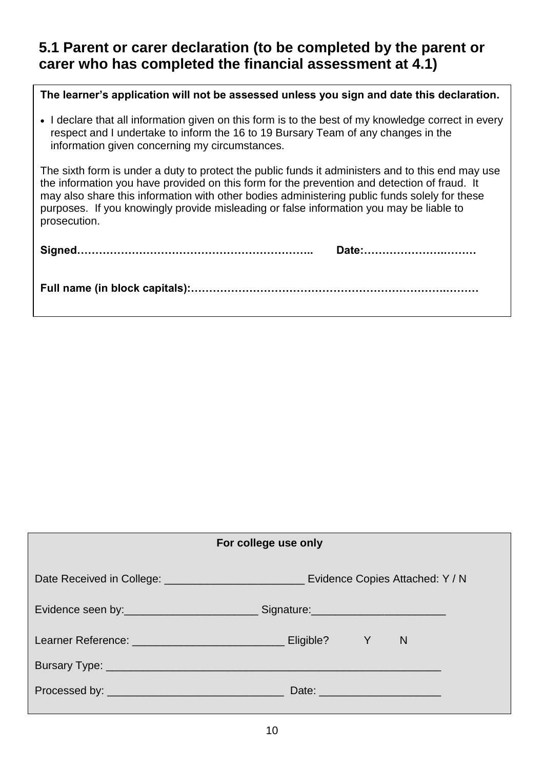## 5.1 Parent or carer declaration (to be completed by the parent or carer who has completed the financial assessment at 4.1)

**The learner's application will not be assessed unless you sign and date this declaration.**

- I declare that all information given on this form is to the best of my knowledge correct in every respect and I undertake to inform the 16 to 19 Bursary Team of any changes in the information given concerning my circumstances.

The sixth form is under a duty to protect the public funds it administers and to this end may use the information you have provided on this form for the prevention and detection of fraud. It may also share this information with other bodies administering public funds solely for these purposes. If you knowingly provide misleading or false information you may be liable to prosecution.

**Signed……………………………………………………….. Date:……………………….……**

**Full name (in block capitals):……………………………………………………………….………**

**For college use only**

Date Received in College: ______________________ Evidence Copies Attached: Y / N

Evidence seen by:______________________ Signature:______________________

Learner Reference: ________________________ Eligible? Y N

Bursary Type: ________________________________________________________

Processed by: ____________________________ Date: ___________________